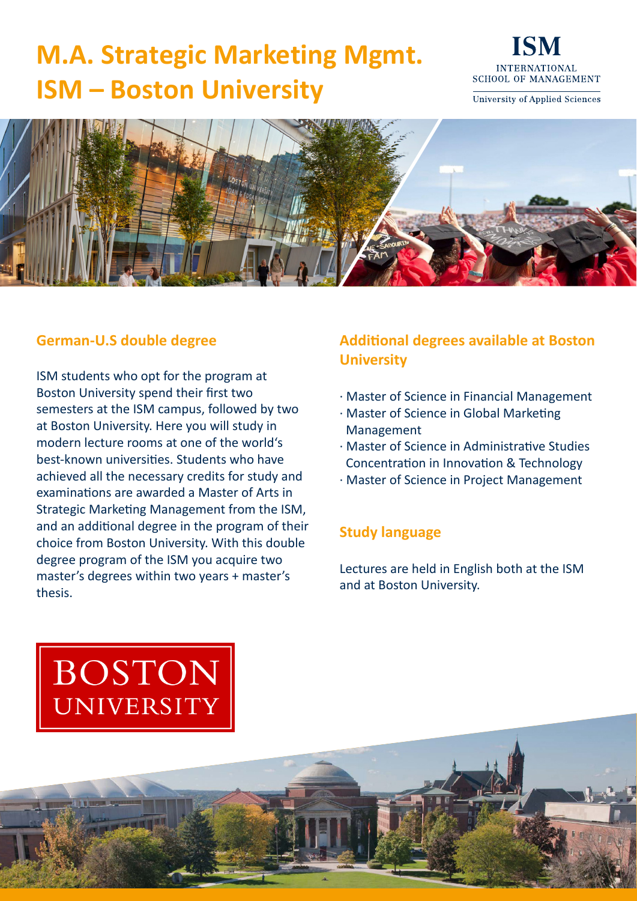# M.A. Strategic Marketing Mgmt.
# ISM – Boston University

ISM
INTERNATIONAL
SCHOOL OF MANAGEMENT
University of Applied Sciences

## German-U.S double degree

ISM students who opt for the program at Boston University spend their first two semesters at the ISM campus, followed by two at Boston University. Here you will study in modern lecture rooms at one of the world's best-known universities. Students who have achieved all the necessary credits for study and examinations are awarded a Master of Arts in Strategic Marketing Management from the ISM, and an additional degree in the program of their choice from Boston University. With this double degree program of the ISM you acquire two master's degrees within two years + master's thesis.

## Additional degrees available at Boston University

- Master of Science in Financial Management
- Master of Science in Global Marketing Management
- Master of Science in Administrative Studies Concentration in Innovation & Technology
- Master of Science in Project Management

## Study language

Lectures are held in English both at the ISM and at Boston University.

BOSTON
UNIVERSITY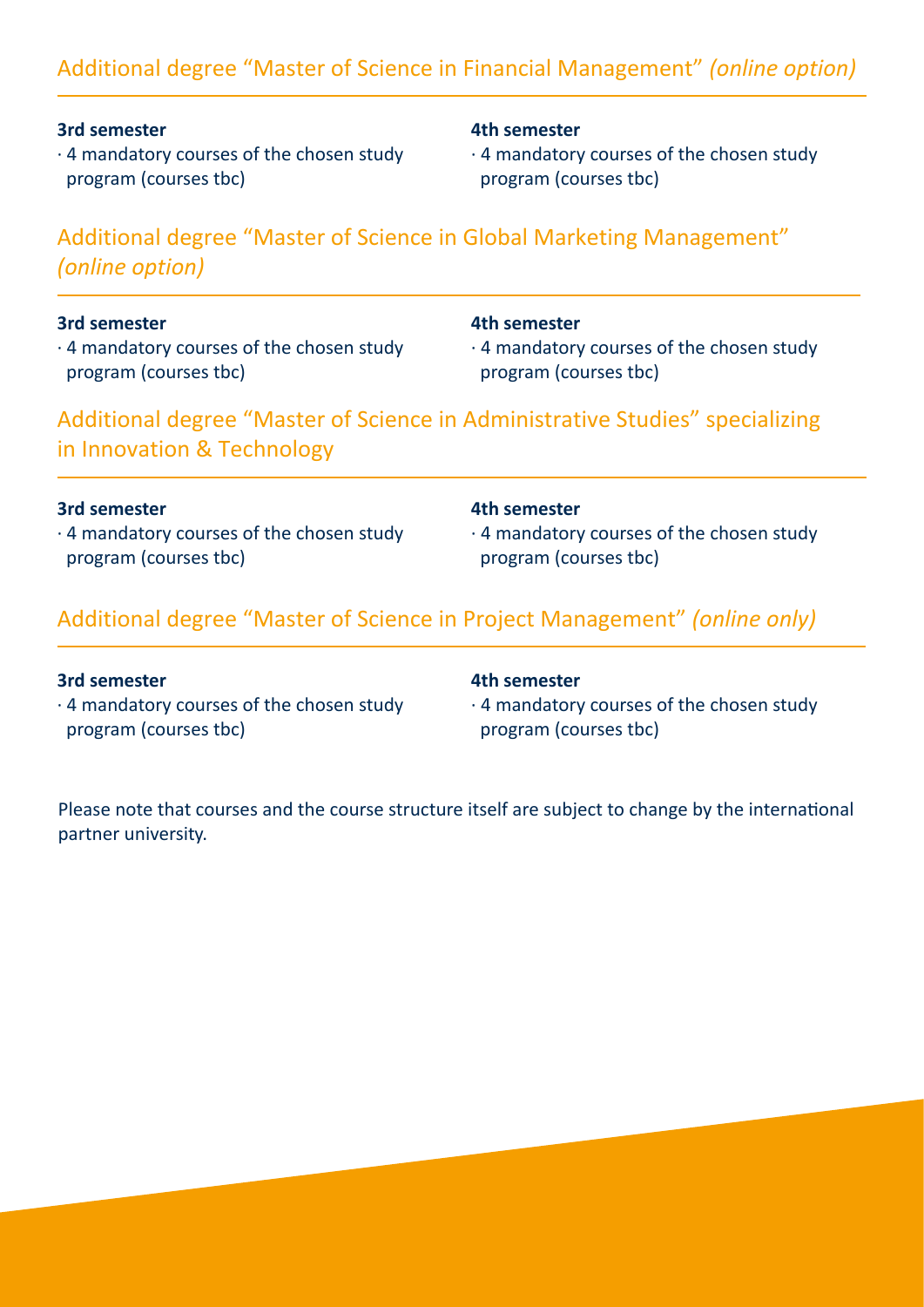## Additional degree “Master of Science in Financial Management” *(online option)*

**3rd semester**

· 4 mandatory courses of the chosen study program (courses tbc)

**4th semester**

· 4 mandatory courses of the chosen study program (courses tbc)

## Additional degree “Master of Science in Global Marketing Management” *(online option)*

**3rd semester**

· 4 mandatory courses of the chosen study program (courses tbc)

**4th semester**

· 4 mandatory courses of the chosen study program (courses tbc)

## Additional degree “Master of Science in Administrative Studies” specializing in Innovation & Technology

**3rd semester**

· 4 mandatory courses of the chosen study program (courses tbc)

**4th semester**

· 4 mandatory courses of the chosen study program (courses tbc)

## Additional degree “Master of Science in Project Management” *(online only)*

**3rd semester**

· 4 mandatory courses of the chosen study program (courses tbc)

**4th semester**

· 4 mandatory courses of the chosen study program (courses tbc)

Please note that courses and the course structure itself are subject to change by the international partner university.